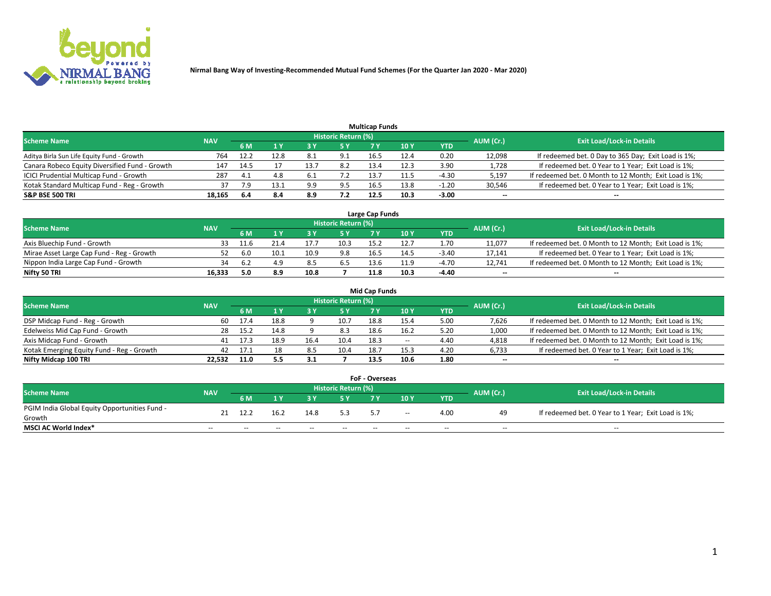**Nirmal Bang Way of Investing-Recommended Mutual Fund Schemes (For the Quarter Jan 2020 - Mar 2020)**

## Multicap Funds

| Scheme Name | NAV | Historic Return (%) | | | | | | | AUM (Cr.) | Exit Load/Lock-in Details |
|---|---|---|---|---|---|---|---|---|---|---|
| | | 6 M | 1 Y | 3 Y | 5 Y | 7 Y | 10 Y | YTD | | |
| Aditya Birla Sun Life Equity Fund - Growth | 764 | 12.2 | 12.8 | 8.1 | 9.1 | 16.5 | 12.4 | 0.20 | 12,098 | If redeemed bet. 0 Day to 365 Day; Exit Load is 1%; |
| Canara Robeco Equity Diversified Fund - Growth | 147 | 14.5 | 17 | 13.7 | 8.2 | 13.4 | 12.3 | 3.90 | 1,728 | If redeemed bet. 0 Year to 1 Year; Exit Load is 1%; |
| ICICI Prudential Multicap Fund - Growth | 287 | 4.1 | 4.8 | 6.1 | 7.2 | 13.7 | 11.5 | -4.30 | 5,197 | If redeemed bet. 0 Month to 12 Month; Exit Load is 1%; |
| Kotak Standard Multicap Fund - Reg - Growth | 37 | 7.9 | 13.1 | 9.9 | 9.5 | 16.5 | 13.8 | -1.20 | 30,546 | If redeemed bet. 0 Year to 1 Year; Exit Load is 1%; |
| **S&P BSE 500 TRI** | **18,165** | **6.4** | **8.4** | **8.9** | **7.2** | **12.5** | **10.3** | **-3.00** | **--** | **--** |

## Large Cap Funds

| Scheme Name | NAV | Historic Return (%) | | | | | | | AUM (Cr.) | Exit Load/Lock-in Details |
|---|---|---|---|---|---|---|---|---|---|---|
| | | 6 M | 1 Y | 3 Y | 5 Y | 7 Y | 10 Y | YTD | | |
| Axis Bluechip Fund - Growth | 33 | 11.6 | 21.4 | 17.7 | 10.3 | 15.2 | 12.7 | 1.70 | 11,077 | If redeemed bet. 0 Month to 12 Month; Exit Load is 1%; |
| Mirae Asset Large Cap Fund - Reg - Growth | 52 | 6.0 | 10.1 | 10.9 | 9.8 | 16.5 | 14.5 | -3.40 | 17,141 | If redeemed bet. 0 Year to 1 Year; Exit Load is 1%; |
| Nippon India Large Cap Fund - Growth | 34 | 6.2 | 4.9 | 8.5 | 6.5 | 13.6 | 11.9 | -4.70 | 12,741 | If redeemed bet. 0 Month to 12 Month; Exit Load is 1%; |
| **Nifty 50 TRI** | **16,333** | **5.0** | **8.9** | **10.8** | **7** | **11.8** | **10.3** | **-4.40** | **--** | **--** |

## Mid Cap Funds

| Scheme Name | NAV | Historic Return (%) | | | | | | | AUM (Cr.) | Exit Load/Lock-in Details |
|---|---|---|---|---|---|---|---|---|---|---|
| | | 6 M | 1 Y | 3 Y | 5 Y | 7 Y | 10 Y | YTD | | |
| DSP Midcap Fund - Reg - Growth | 60 | 17.4 | 18.8 | 9 | 10.7 | 18.8 | 15.4 | 5.00 | 7,626 | If redeemed bet. 0 Month to 12 Month; Exit Load is 1%; |
| Edelweiss Mid Cap Fund - Growth | 28 | 15.2 | 14.8 | 9 | 8.3 | 18.6 | 16.2 | 5.20 | 1,000 | If redeemed bet. 0 Month to 12 Month; Exit Load is 1%; |
| Axis Midcap Fund - Growth | 41 | 17.3 | 18.9 | 16.4 | 10.4 | 18.3 | -- | 4.40 | 4,818 | If redeemed bet. 0 Month to 12 Month; Exit Load is 1%; |
| Kotak Emerging Equity Fund - Reg - Growth | 42 | 17.1 | 18 | 8.5 | 10.4 | 18.7 | 15.3 | 4.20 | 6,733 | If redeemed bet. 0 Year to 1 Year; Exit Load is 1%; |
| **Nifty Midcap 100 TRI** | **22,532** | **11.0** | **5.5** | **3.1** | **7** | **13.5** | **10.6** | **1.80** | **--** | **--** |

## FoF - Overseas

| Scheme Name | NAV | Historic Return (%) | | | | | | | AUM (Cr.) | Exit Load/Lock-in Details |
|---|---|---|---|---|---|---|---|---|---|---|
| | | 6 M | 1 Y | 3 Y | 5 Y | 7 Y | 10 Y | YTD | | |
| PGIM India Global Equity Opportunities Fund - Growth | 21 | 12.2 | 16.2 | 14.8 | 5.3 | 5.7 | -- | 4.00 | 49 | If redeemed bet. 0 Year to 1 Year; Exit Load is 1%; |
| **MSCI AC World Index*** | -- | -- | -- | -- | -- | -- | -- | -- | -- | -- |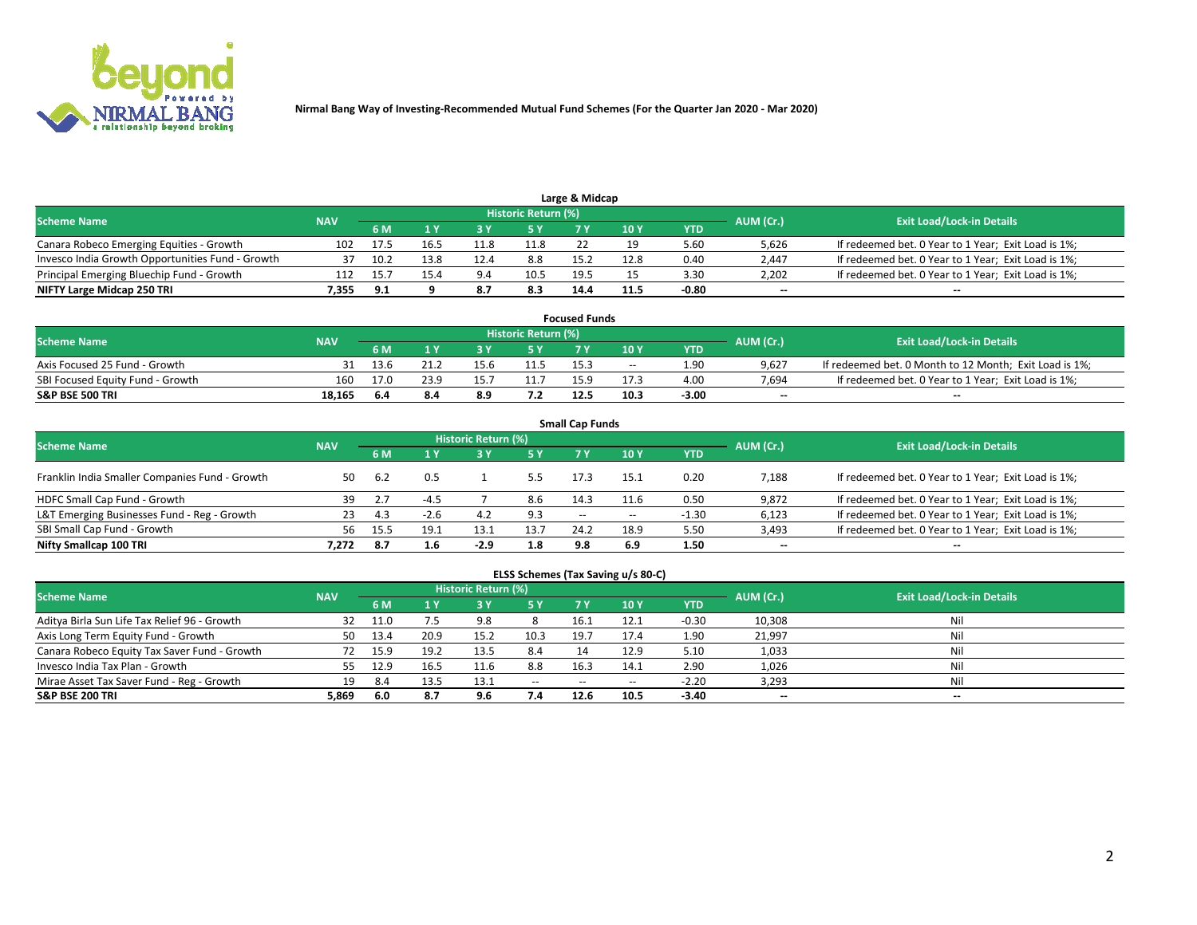Nirmal Bang Way of Investing-Recommended Mutual Fund Schemes (For the Quarter Jan 2020 - Mar 2020)

## Large & Midcap

| Scheme Name | NAV | Historic Return (%) | | | | | | | AUM (Cr.) | Exit Load/Lock-in Details |
|---|---|---|---|---|---|---|---|---|---|---|
| | | 6 M | 1 Y | 3 Y | 5 Y | 7 Y | 10 Y | YTD | | |
| Canara Robeco Emerging Equities - Growth | 102 | 17.5 | 16.5 | 11.8 | 11.8 | 22 | 19 | 5.60 | 5,626 | If redeemed bet. 0 Year to 1 Year; Exit Load is 1%; |
| Invesco India Growth Opportunities Fund - Growth | 37 | 10.2 | 13.8 | 12.4 | 8.8 | 15.2 | 12.8 | 0.40 | 2,447 | If redeemed bet. 0 Year to 1 Year; Exit Load is 1%; |
| Principal Emerging Bluechip Fund - Growth | 112 | 15.7 | 15.4 | 9.4 | 10.5 | 19.5 | 15 | 3.30 | 2,202 | If redeemed bet. 0 Year to 1 Year; Exit Load is 1%; |
| **NIFTY Large Midcap 250 TRI** | **7,355** | **9.1** | **9** | **8.7** | **8.3** | **14.4** | **11.5** | **-0.80** | **--** | **--** |

## Focused Funds

| Scheme Name | NAV | Historic Return (%) | | | | | | | AUM (Cr.) | Exit Load/Lock-in Details |
|---|---|---|---|---|---|---|---|---|---|---|
| | | 6 M | 1 Y | 3 Y | 5 Y | 7 Y | 10 Y | YTD | | |
| Axis Focused 25 Fund - Growth | 31 | 13.6 | 21.2 | 15.6 | 11.5 | 15.3 | -- | 1.90 | 9,627 | If redeemed bet. 0 Month to 12 Month; Exit Load is 1%; |
| SBI Focused Equity Fund - Growth | 160 | 17.0 | 23.9 | 15.7 | 11.7 | 15.9 | 17.3 | 4.00 | 7,694 | If redeemed bet. 0 Year to 1 Year; Exit Load is 1%; |
| **S&P BSE 500 TRI** | **18,165** | **6.4** | **8.4** | **8.9** | **7.2** | **12.5** | **10.3** | **-3.00** | **--** | **--** |

## Small Cap Funds

| Scheme Name | NAV | Historic Return (%) | | | | | | | AUM (Cr.) | Exit Load/Lock-in Details |
|---|---|---|---|---|---|---|---|---|---|---|
| | | 6 M | 1 Y | 3 Y | 5 Y | 7 Y | 10 Y | YTD | | |
| Franklin India Smaller Companies Fund - Growth | 50 | 6.2 | 0.5 | 1 | 5.5 | 17.3 | 15.1 | 0.20 | 7,188 | If redeemed bet. 0 Year to 1 Year; Exit Load is 1%; |
| HDFC Small Cap Fund - Growth | 39 | 2.7 | -4.5 | 7 | 8.6 | 14.3 | 11.6 | 0.50 | 9,872 | If redeemed bet. 0 Year to 1 Year; Exit Load is 1%; |
| L&T Emerging Businesses Fund - Reg - Growth | 23 | 4.3 | -2.6 | 4.2 | 9.3 | -- | -- | -1.30 | 6,123 | If redeemed bet. 0 Year to 1 Year; Exit Load is 1%; |
| SBI Small Cap Fund - Growth | 56 | 15.5 | 19.1 | 13.1 | 13.7 | 24.2 | 18.9 | 5.50 | 3,493 | If redeemed bet. 0 Year to 1 Year; Exit Load is 1%; |
| **Nifty Smallcap 100 TRI** | **7,272** | **8.7** | **1.6** | **-2.9** | **1.8** | **9.8** | **6.9** | **1.50** | **--** | **--** |

## ELSS Schemes (Tax Saving u/s 80-C)

| Scheme Name | NAV | Historic Return (%) | | | | | | | AUM (Cr.) | Exit Load/Lock-in Details |
|---|---|---|---|---|---|---|---|---|---|---|
| | | 6 M | 1 Y | 3 Y | 5 Y | 7 Y | 10 Y | YTD | | |
| Aditya Birla Sun Life Tax Relief 96 - Growth | 32 | 11.0 | 7.5 | 9.8 | 8 | 16.1 | 12.1 | -0.30 | 10,308 | Nil |
| Axis Long Term Equity Fund - Growth | 50 | 13.4 | 20.9 | 15.2 | 10.3 | 19.7 | 17.4 | 1.90 | 21,997 | Nil |
| Canara Robeco Equity Tax Saver Fund - Growth | 72 | 15.9 | 19.2 | 13.5 | 8.4 | 14 | 12.9 | 5.10 | 1,033 | Nil |
| Invesco India Tax Plan - Growth | 55 | 12.9 | 16.5 | 11.6 | 8.8 | 16.3 | 14.1 | 2.90 | 1,026 | Nil |
| Mirae Asset Tax Saver Fund - Reg - Growth | 19 | 8.4 | 13.5 | 13.1 | -- | -- | -- | -2.20 | 3,293 | Nil |
| **S&P BSE 200 TRI** | **5,869** | **6.0** | **8.7** | **9.6** | **7.4** | **12.6** | **10.5** | **-3.40** | **--** | **--** |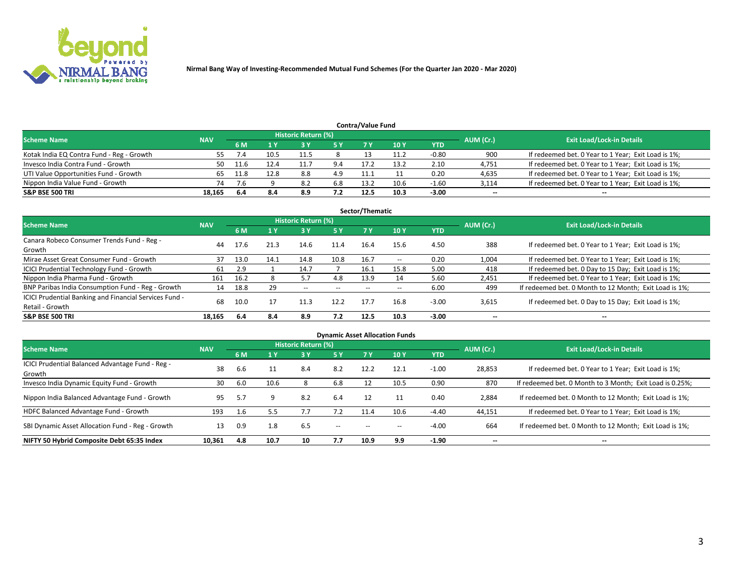Nirmal Bang Way of Investing-Recommended Mutual Fund Schemes (For the Quarter Jan 2020 - Mar 2020)

## Contra/Value Fund

| Scheme Name | NAV | Historic Return (%) | | | | | | | AUM (Cr.) | Exit Load/Lock-in Details |
|---|---|---|---|---|---|---|---|---|---|---|
| | | 6 M | 1 Y | 3 Y | 5 Y | 7 Y | 10 Y | YTD | | |
| Kotak India EQ Contra Fund - Reg - Growth | 55 | 7.4 | 10.5 | 11.5 | 8 | 13 | 11.2 | -0.80 | 900 | If redeemed bet. 0 Year to 1 Year; Exit Load is 1%; |
| Invesco India Contra Fund - Growth | 50 | 11.6 | 12.4 | 11.7 | 9.4 | 17.2 | 13.2 | 2.10 | 4,751 | If redeemed bet. 0 Year to 1 Year; Exit Load is 1%; |
| UTI Value Opportunities Fund - Growth | 65 | 11.8 | 12.8 | 8.8 | 4.9 | 11.1 | 11 | 0.20 | 4,635 | If redeemed bet. 0 Year to 1 Year; Exit Load is 1%; |
| Nippon India Value Fund - Growth | 74 | 7.6 | 9 | 8.2 | 6.8 | 13.2 | 10.6 | -1.60 | 3,114 | If redeemed bet. 0 Year to 1 Year; Exit Load is 1%; |
| **S&P BSE 500 TRI** | **18,165** | **6.4** | **8.4** | **8.9** | **7.2** | **12.5** | **10.3** | **-3.00** | -- | -- |

## Sector/Thematic

| Scheme Name | NAV | Historic Return (%) | | | | | | | AUM (Cr.) | Exit Load/Lock-in Details |
|---|---|---|---|---|---|---|---|---|---|---|
| | | 6 M | 1 Y | 3 Y | 5 Y | 7 Y | 10 Y | YTD | | |
| Canara Robeco Consumer Trends Fund - Reg - Growth | 44 | 17.6 | 21.3 | 14.6 | 11.4 | 16.4 | 15.6 | 4.50 | 388 | If redeemed bet. 0 Year to 1 Year; Exit Load is 1%; |
| Mirae Asset Great Consumer Fund - Growth | 37 | 13.0 | 14.1 | 14.8 | 10.8 | 16.7 | -- | 0.20 | 1,004 | If redeemed bet. 0 Year to 1 Year; Exit Load is 1%; |
| ICICI Prudential Technology Fund - Growth | 61 | 2.9 | 1 | 14.7 | 7 | 16.1 | 15.8 | 5.00 | 418 | If redeemed bet. 0 Day to 15 Day; Exit Load is 1%; |
| Nippon India Pharma Fund - Growth | 161 | 16.2 | 8 | 5.7 | 4.8 | 13.9 | 14 | 5.60 | 2,451 | If redeemed bet. 0 Year to 1 Year; Exit Load is 1%; |
| BNP Paribas India Consumption Fund - Reg - Growth | 14 | 18.8 | 29 | -- | -- | -- | -- | 6.00 | 499 | If redeemed bet. 0 Month to 12 Month; Exit Load is 1%; |
| ICICI Prudential Banking and Financial Services Fund - Retail - Growth | 68 | 10.0 | 17 | 11.3 | 12.2 | 17.7 | 16.8 | -3.00 | 3,615 | If redeemed bet. 0 Day to 15 Day; Exit Load is 1%; |
| **S&P BSE 500 TRI** | **18,165** | **6.4** | **8.4** | **8.9** | **7.2** | **12.5** | **10.3** | **-3.00** | -- | -- |

## Dynamic Asset Allocation Funds

| Scheme Name | NAV | Historic Return (%) | | | | | | | AUM (Cr.) | Exit Load/Lock-in Details |
|---|---|---|---|---|---|---|---|---|---|---|
| | | 6 M | 1 Y | 3 Y | 5 Y | 7 Y | 10 Y | YTD | | |
| ICICI Prudential Balanced Advantage Fund - Reg - Growth | 38 | 6.6 | 11 | 8.4 | 8.2 | 12.2 | 12.1 | -1.00 | 28,853 | If redeemed bet. 0 Year to 1 Year; Exit Load is 1%; |
| Invesco India Dynamic Equity Fund - Growth | 30 | 6.0 | 10.6 | 8 | 6.8 | 12 | 10.5 | 0.90 | 870 | If redeemed bet. 0 Month to 3 Month; Exit Load is 0.25%; |
| Nippon India Balanced Advantage Fund - Growth | 95 | 5.7 | 9 | 8.2 | 6.4 | 12 | 11 | 0.40 | 2,884 | If redeemed bet. 0 Month to 12 Month; Exit Load is 1%; |
| HDFC Balanced Advantage Fund - Growth | 193 | 1.6 | 5.5 | 7.7 | 7.2 | 11.4 | 10.6 | -4.40 | 44,151 | If redeemed bet. 0 Year to 1 Year; Exit Load is 1%; |
| SBI Dynamic Asset Allocation Fund - Reg - Growth | 13 | 0.9 | 1.8 | 6.5 | -- | -- | -- | -4.00 | 664 | If redeemed bet. 0 Month to 12 Month; Exit Load is 1%; |
| **NIFTY 50 Hybrid Composite Debt 65:35 Index** | **10,361** | **4.8** | **10.7** | **10** | **7.7** | **10.9** | **9.9** | **-1.90** | -- | -- |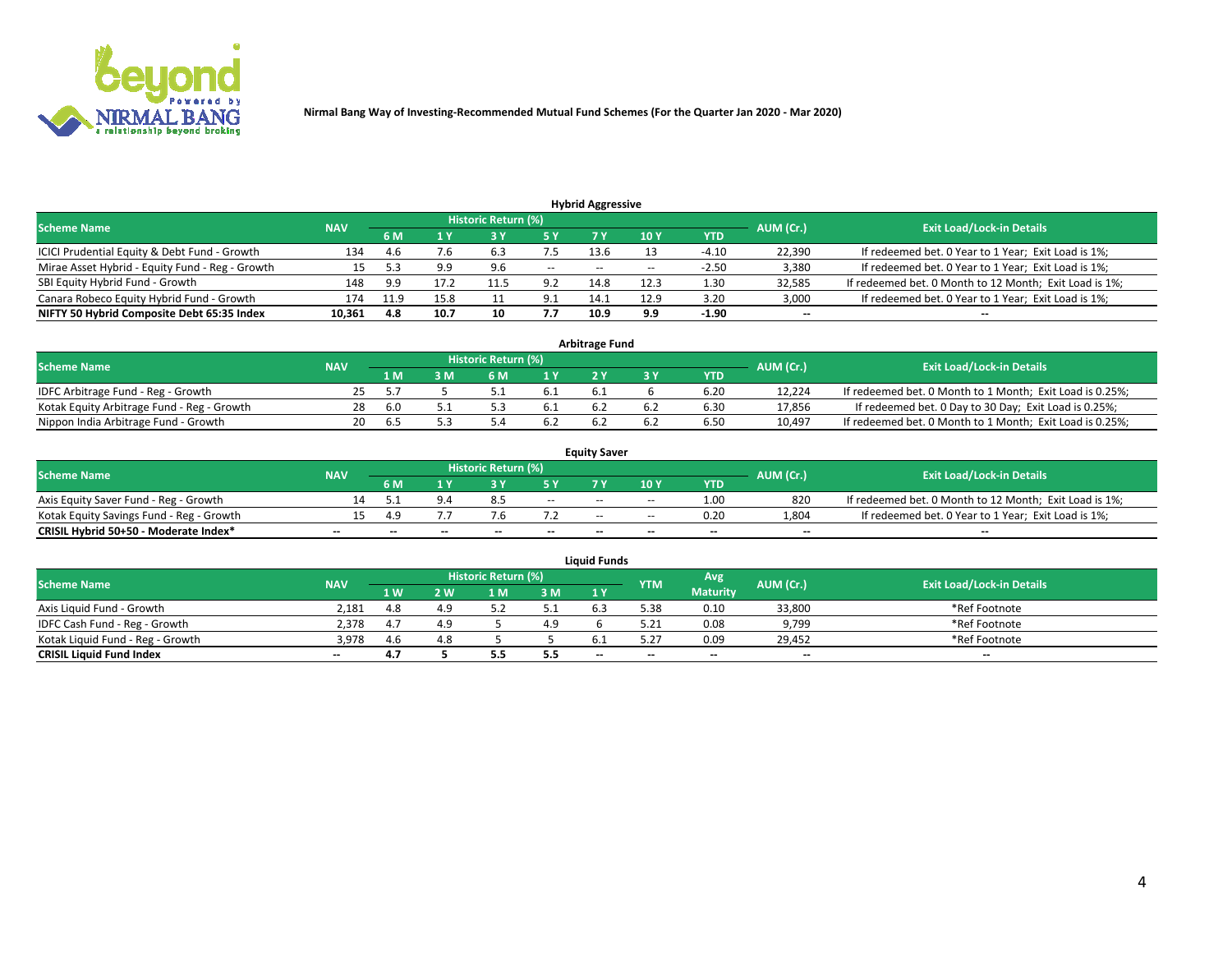Nirmal Bang Way of Investing-Recommended Mutual Fund Schemes (For the Quarter Jan 2020 - Mar 2020)

## Hybrid Aggressive

| Scheme Name | NAV | Historic Return (%) | | | | | | | AUM (Cr.) | Exit Load/Lock-in Details |
|---|---|---|---|---|---|---|---|---|---|---|
| | | 6 M | 1 Y | 3 Y | 5 Y | 7 Y | 10 Y | YTD | | |
| ICICI Prudential Equity & Debt Fund - Growth | 134 | 4.6 | 7.6 | 6.3 | 7.5 | 13.6 | 13 | -4.10 | 22,390 | If redeemed bet. 0 Year to 1 Year; Exit Load is 1%; |
| Mirae Asset Hybrid - Equity Fund - Reg - Growth | 15 | 5.3 | 9.9 | 9.6 | -- | -- | -- | -2.50 | 3,380 | If redeemed bet. 0 Year to 1 Year; Exit Load is 1%; |
| SBI Equity Hybrid Fund - Growth | 148 | 9.9 | 17.2 | 11.5 | 9.2 | 14.8 | 12.3 | 1.30 | 32,585 | If redeemed bet. 0 Month to 12 Month; Exit Load is 1%; |
| Canara Robeco Equity Hybrid Fund - Growth | 174 | 11.9 | 15.8 | 11 | 9.1 | 14.1 | 12.9 | 3.20 | 3,000 | If redeemed bet. 0 Year to 1 Year; Exit Load is 1%; |
| **NIFTY 50 Hybrid Composite Debt 65:35 Index** | **10,361** | **4.8** | **10.7** | **10** | **7.7** | **10.9** | **9.9** | **-1.90** | **--** | **--** |

## Arbitrage Fund

| Scheme Name | NAV | Historic Return (%) | | | | | | | AUM (Cr.) | Exit Load/Lock-in Details |
|---|---|---|---|---|---|---|---|---|---|---|
| | | 1 M | 3 M | 6 M | 1 Y | 2 Y | 3 Y | YTD | | |
| IDFC Arbitrage Fund - Reg - Growth | 25 | 5.7 | 5 | 5.1 | 6.1 | 6.1 | 6 | 6.20 | 12,224 | If redeemed bet. 0 Month to 1 Month; Exit Load is 0.25%; |
| Kotak Equity Arbitrage Fund - Reg - Growth | 28 | 6.0 | 5.1 | 5.3 | 6.1 | 6.2 | 6.2 | 6.30 | 17,856 | If redeemed bet. 0 Day to 30 Day; Exit Load is 0.25%; |
| Nippon India Arbitrage Fund - Growth | 20 | 6.5 | 5.3 | 5.4 | 6.2 | 6.2 | 6.2 | 6.50 | 10,497 | If redeemed bet. 0 Month to 1 Month; Exit Load is 0.25%; |

## Equity Saver

| Scheme Name | NAV | Historic Return (%) | | | | | | | AUM (Cr.) | Exit Load/Lock-in Details |
|---|---|---|---|---|---|---|---|---|---|---|
| | | 6 M | 1 Y | 3 Y | 5 Y | 7 Y | 10 Y | YTD | | |
| Axis Equity Saver Fund - Reg - Growth | 14 | 5.1 | 9.4 | 8.5 | -- | -- | -- | 1.00 | 820 | If redeemed bet. 0 Month to 12 Month; Exit Load is 1%; |
| Kotak Equity Savings Fund - Reg - Growth | 15 | 4.9 | 7.7 | 7.6 | 7.2 | -- | -- | 0.20 | 1,804 | If redeemed bet. 0 Year to 1 Year; Exit Load is 1%; |
| **CRISIL Hybrid 50+50 - Moderate Index*** | **--** | **--** | **--** | **--** | **--** | **--** | **--** | **--** | **--** | **--** |

## Liquid Funds

| Scheme Name | NAV | Historic Return (%) | | | | | YTM | Avg Maturity | AUM (Cr.) | Exit Load/Lock-in Details |
|---|---|---|---|---|---|---|---|---|---|---|
| | | 1 W | 2 W | 1 M | 3 M | 1 Y | | | | |
| Axis Liquid Fund - Growth | 2,181 | 4.8 | 4.9 | 5.2 | 5.1 | 6.3 | 5.38 | 0.10 | 33,800 | *Ref Footnote |
| IDFC Cash Fund - Reg - Growth | 2,378 | 4.7 | 4.9 | 5 | 4.9 | 6 | 5.21 | 0.08 | 9,799 | *Ref Footnote |
| Kotak Liquid Fund - Reg - Growth | 3,978 | 4.6 | 4.8 | 5 | 5 | 6.1 | 5.27 | 0.09 | 29,452 | *Ref Footnote |
| **CRISIL Liquid Fund Index** | **--** | **4.7** | **5** | **5.5** | **5.5** | **--** | **--** | **--** | **--** | **--** |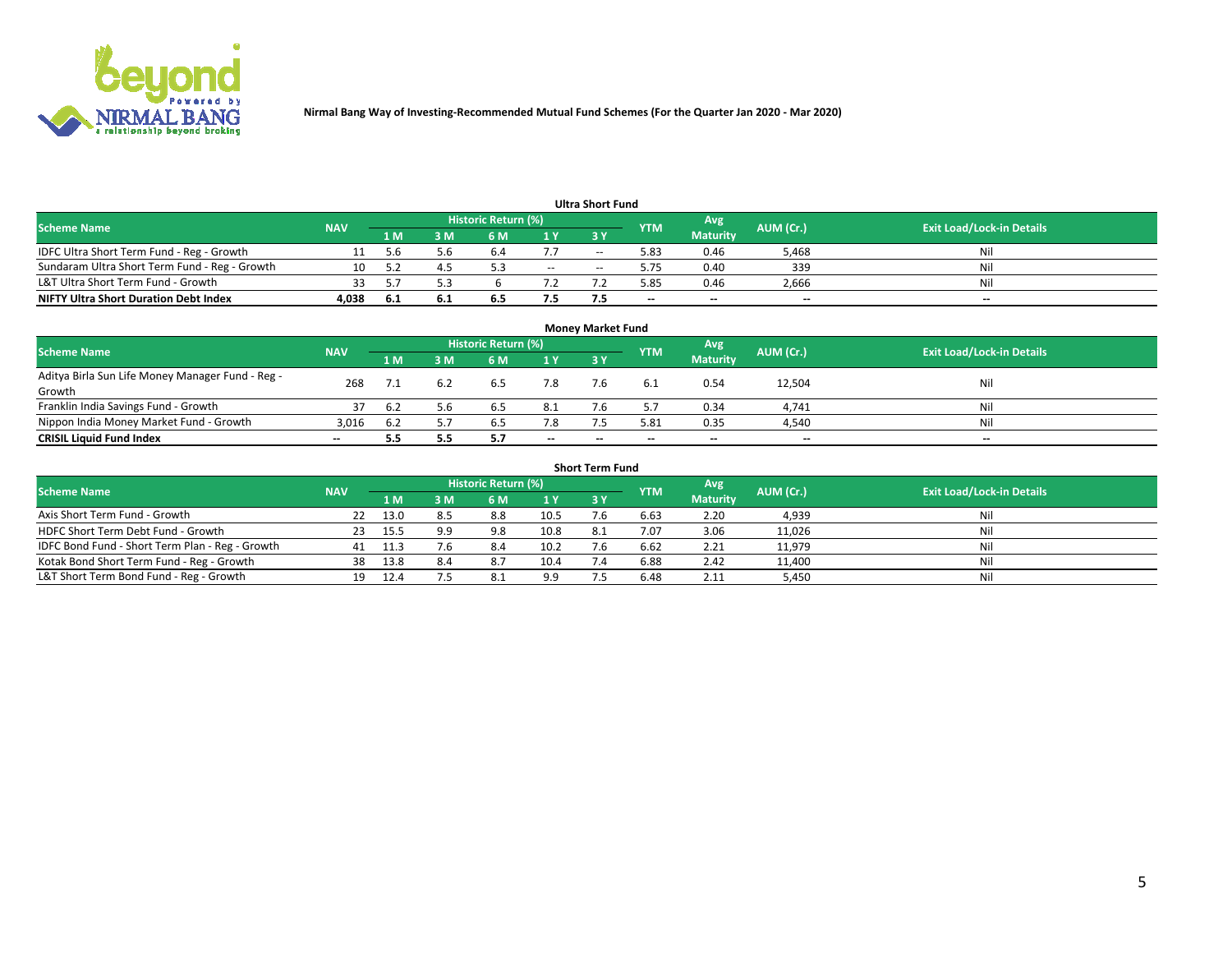Nirmal Bang Way of Investing-Recommended Mutual Fund Schemes (For the Quarter Jan 2020 - Mar 2020)

## Ultra Short Fund

| Scheme Name | NAV | Historic Return (%) | | | | | YTM | Avg Maturity | AUM (Cr.) | Exit Load/Lock-in Details |
|---|---|---|---|---|---|---|---|---|---|---|
| | | 1 M | 3 M | 6 M | 1 Y | 3 Y | | | | |
| IDFC Ultra Short Term Fund - Reg - Growth | 11 | 5.6 | 5.6 | 6.4 | 7.7 | -- | 5.83 | 0.46 | 5,468 | Nil |
| Sundaram Ultra Short Term Fund - Reg - Growth | 10 | 5.2 | 4.5 | 5.3 | -- | -- | 5.75 | 0.40 | 339 | Nil |
| L&T Ultra Short Term Fund - Growth | 33 | 5.7 | 5.3 | 6 | 7.2 | 7.2 | 5.85 | 0.46 | 2,666 | Nil |
| **NIFTY Ultra Short Duration Debt Index** | **4,038** | **6.1** | **6.1** | **6.5** | **7.5** | **7.5** | **--** | **--** | **--** | **--** |

## Money Market Fund

| Scheme Name | NAV | Historic Return (%) | | | | | YTM | Avg Maturity | AUM (Cr.) | Exit Load/Lock-in Details |
|---|---|---|---|---|---|---|---|---|---|---|
| | | 1 M | 3 M | 6 M | 1 Y | 3 Y | | | | |
| Aditya Birla Sun Life Money Manager Fund - Reg - Growth | 268 | 7.1 | 6.2 | 6.5 | 7.8 | 7.6 | 6.1 | 0.54 | 12,504 | Nil |
| Franklin India Savings Fund - Growth | 37 | 6.2 | 5.6 | 6.5 | 8.1 | 7.6 | 5.7 | 0.34 | 4,741 | Nil |
| Nippon India Money Market Fund - Growth | 3,016 | 6.2 | 5.7 | 6.5 | 7.8 | 7.5 | 5.81 | 0.35 | 4,540 | Nil |
| **CRISIL Liquid Fund Index** | **--** | **5.5** | **5.5** | **5.7** | **--** | **--** | **--** | **--** | **--** | **--** |

## Short Term Fund

| Scheme Name | NAV | Historic Return (%) | | | | | YTM | Avg Maturity | AUM (Cr.) | Exit Load/Lock-in Details |
|---|---|---|---|---|---|---|---|---|---|---|
| | | 1 M | 3 M | 6 M | 1 Y | 3 Y | | | | |
| Axis Short Term Fund - Growth | 22 | 13.0 | 8.5 | 8.8 | 10.5 | 7.6 | 6.63 | 2.20 | 4,939 | Nil |
| HDFC Short Term Debt Fund - Growth | 23 | 15.5 | 9.9 | 9.8 | 10.8 | 8.1 | 7.07 | 3.06 | 11,026 | Nil |
| IDFC Bond Fund - Short Term Plan - Reg - Growth | 41 | 11.3 | 7.6 | 8.4 | 10.2 | 7.6 | 6.62 | 2.21 | 11,979 | Nil |
| Kotak Bond Short Term Fund - Reg - Growth | 38 | 13.8 | 8.4 | 8.7 | 10.4 | 7.4 | 6.88 | 2.42 | 11,400 | Nil |
| L&T Short Term Bond Fund - Reg - Growth | 19 | 12.4 | 7.5 | 8.1 | 9.9 | 7.5 | 6.48 | 2.11 | 5,450 | Nil |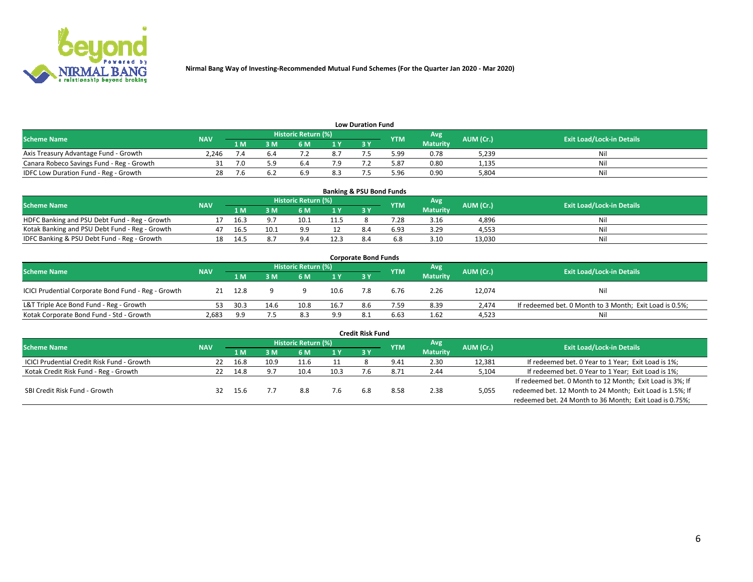Nirmal Bang Way of Investing-Recommended Mutual Fund Schemes (For the Quarter Jan 2020 - Mar 2020)

### Low Duration Fund

| Scheme Name | NAV | Historic Return (%) | | | | | YTM | Avg Maturity | AUM (Cr.) | Exit Load/Lock-in Details |
|---|---|---|---|---|---|---|---|---|---|---|
| | | 1 M | 3 M | 6 M | 1 Y | 3 Y | | | | |
| Axis Treasury Advantage Fund - Growth | 2,246 | 7.4 | 6.4 | 7.2 | 8.7 | 7.5 | 5.99 | 0.78 | 5,239 | Nil |
| Canara Robeco Savings Fund - Reg - Growth | 31 | 7.0 | 5.9 | 6.4 | 7.9 | 7.2 | 5.87 | 0.80 | 1,135 | Nil |
| IDFC Low Duration Fund - Reg - Growth | 28 | 7.6 | 6.2 | 6.9 | 8.3 | 7.5 | 5.96 | 0.90 | 5,804 | Nil |

### Banking & PSU Bond Funds

| Scheme Name | NAV | Historic Return (%) | | | | | YTM | Avg Maturity | AUM (Cr.) | Exit Load/Lock-in Details |
|---|---|---|---|---|---|---|---|---|---|---|
| | | 1 M | 3 M | 6 M | 1 Y | 3 Y | | | | |
| HDFC Banking and PSU Debt Fund - Reg - Growth | 17 | 16.3 | 9.7 | 10.1 | 11.5 | 8 | 7.28 | 3.16 | 4,896 | Nil |
| Kotak Banking and PSU Debt Fund - Reg - Growth | 47 | 16.5 | 10.1 | 9.9 | 12 | 8.4 | 6.93 | 3.29 | 4,553 | Nil |
| IDFC Banking & PSU Debt Fund - Reg - Growth | 18 | 14.5 | 8.7 | 9.4 | 12.3 | 8.4 | 6.8 | 3.10 | 13,030 | Nil |

### Corporate Bond Funds

| Scheme Name | NAV | Historic Return (%) | | | | | YTM | Avg Maturity | AUM (Cr.) | Exit Load/Lock-in Details |
|---|---|---|---|---|---|---|---|---|---|---|
| | | 1 M | 3 M | 6 M | 1 Y | 3 Y | | | | |
| ICICI Prudential Corporate Bond Fund - Reg - Growth | 21 | 12.8 | 9 | 9 | 10.6 | 7.8 | 6.76 | 2.26 | 12,074 | Nil |
| L&T Triple Ace Bond Fund - Reg - Growth | 53 | 30.3 | 14.6 | 10.8 | 16.7 | 8.6 | 7.59 | 8.39 | 2,474 | If redeemed bet. 0 Month to 3 Month; Exit Load is 0.5%; |
| Kotak Corporate Bond Fund - Std - Growth | 2,683 | 9.9 | 7.5 | 8.3 | 9.9 | 8.1 | 6.63 | 1.62 | 4,523 | Nil |

### Credit Risk Fund

| Scheme Name | NAV | Historic Return (%) | | | | | YTM | Avg Maturity | AUM (Cr.) | Exit Load/Lock-in Details |
|---|---|---|---|---|---|---|---|---|---|---|
| | | 1 M | 3 M | 6 M | 1 Y | 3 Y | | | | |
| ICICI Prudential Credit Risk Fund - Growth | 22 | 16.8 | 10.9 | 11.6 | 11 | 8 | 9.41 | 2.30 | 12,381 | If redeemed bet. 0 Year to 1 Year; Exit Load is 1%; |
| Kotak Credit Risk Fund - Reg - Growth | 22 | 14.8 | 9.7 | 10.4 | 10.3 | 7.6 | 8.71 | 2.44 | 5,104 | If redeemed bet. 0 Year to 1 Year; Exit Load is 1%; |
| SBI Credit Risk Fund - Growth | 32 | 15.6 | 7.7 | 8.8 | 7.6 | 6.8 | 8.58 | 2.38 | 5,055 | If redeemed bet. 0 Month to 12 Month; Exit Load is 3%; If redeemed bet. 12 Month to 24 Month; Exit Load is 1.5%; If redeemed bet. 24 Month to 36 Month; Exit Load is 0.75%; |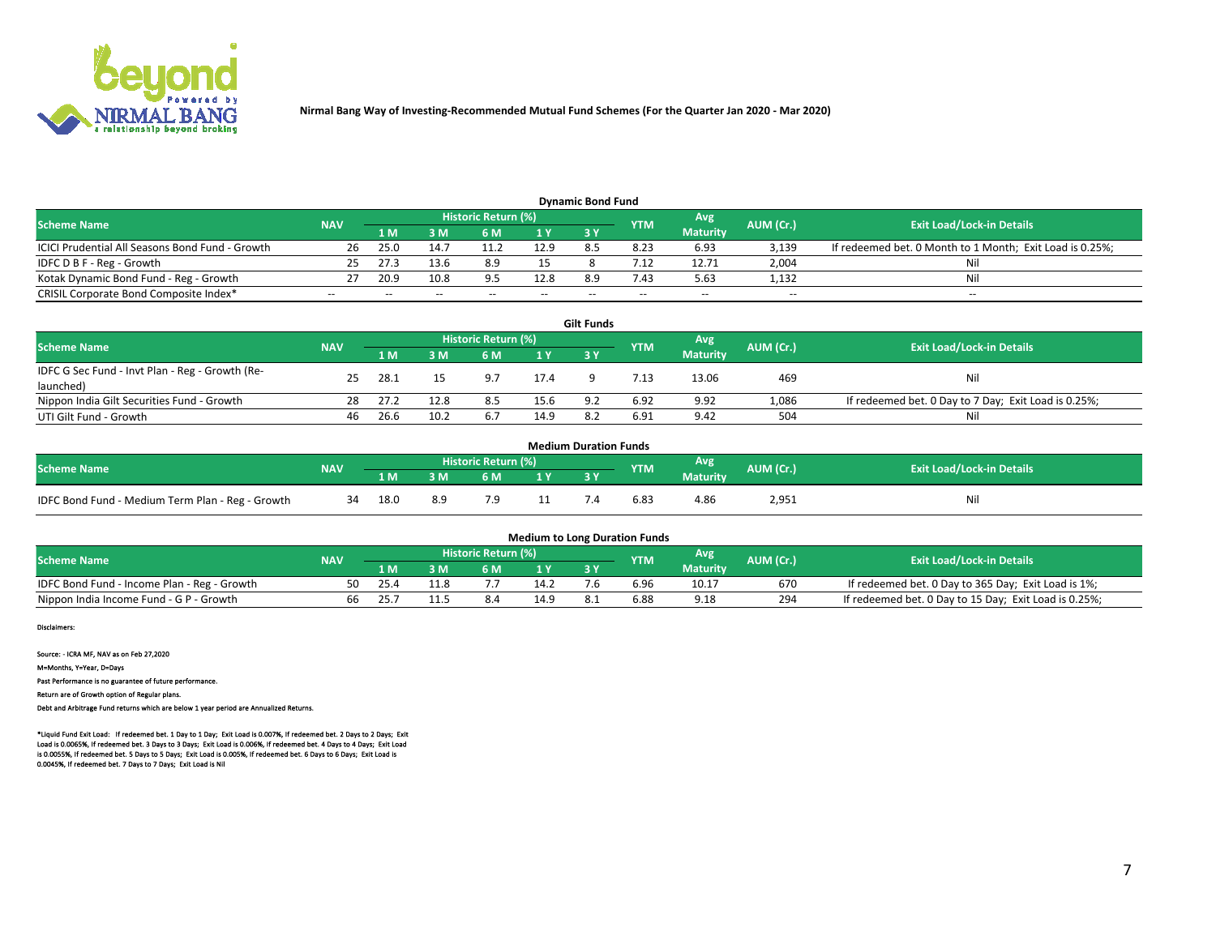Nirmal Bang Way of Investing-Recommended Mutual Fund Schemes (For the Quarter Jan 2020 - Mar 2020)

**Dynamic Bond Fund**

| Scheme Name | NAV | Historic Return (%) | | | | | YTM | Avg Maturity | AUM (Cr.) | Exit Load/Lock-in Details |
|---|---|---|---|---|---|---|---|---|---|---|
| | | 1 M | 3 M | 6 M | 1 Y | 3 Y | | | | |
| ICICI Prudential All Seasons Bond Fund - Growth | 26 | 25.0 | 14.7 | 11.2 | 12.9 | 8.5 | 8.23 | 6.93 | 3,139 | If redeemed bet. 0 Month to 1 Month; Exit Load is 0.25%; |
| IDFC D B F - Reg - Growth | 25 | 27.3 | 13.6 | 8.9 | 15 | 8 | 7.12 | 12.71 | 2,004 | Nil |
| Kotak Dynamic Bond Fund - Reg - Growth | 27 | 20.9 | 10.8 | 9.5 | 12.8 | 8.9 | 7.43 | 5.63 | 1,132 | Nil |
| CRISIL Corporate Bond Composite Index* | -- | -- | -- | -- | -- | -- | -- | -- | -- | -- |

**Gilt Funds**

| Scheme Name | NAV | Historic Return (%) | | | | | YTM | Avg Maturity | AUM (Cr.) | Exit Load/Lock-in Details |
|---|---|---|---|---|---|---|---|---|---|---|
| | | 1 M | 3 M | 6 M | 1 Y | 3 Y | | | | |
| IDFC G Sec Fund - Invt Plan - Reg - Growth (Re-launched) | 25 | 28.1 | 15 | 9.7 | 17.4 | 9 | 7.13 | 13.06 | 469 | Nil |
| Nippon India Gilt Securities Fund - Growth | 28 | 27.2 | 12.8 | 8.5 | 15.6 | 9.2 | 6.92 | 9.92 | 1,086 | If redeemed bet. 0 Day to 7 Day; Exit Load is 0.25%; |
| UTI Gilt Fund - Growth | 46 | 26.6 | 10.2 | 6.7 | 14.9 | 8.2 | 6.91 | 9.42 | 504 | Nil |

**Medium Duration Funds**

| Scheme Name | NAV | Historic Return (%) | | | | | YTM | Avg Maturity | AUM (Cr.) | Exit Load/Lock-in Details |
|---|---|---|---|---|---|---|---|---|---|---|
| | | 1 M | 3 M | 6 M | 1 Y | 3 Y | | | | |
| IDFC Bond Fund - Medium Term Plan - Reg - Growth | 34 | 18.0 | 8.9 | 7.9 | 11 | 7.4 | 6.83 | 4.86 | 2,951 | Nil |

**Medium to Long Duration Funds**

| Scheme Name | NAV | Historic Return (%) | | | | | YTM | Avg Maturity | AUM (Cr.) | Exit Load/Lock-in Details |
|---|---|---|---|---|---|---|---|---|---|---|
| | | 1 M | 3 M | 6 M | 1 Y | 3 Y | | | | |
| IDFC Bond Fund - Income Plan - Reg - Growth | 50 | 25.4 | 11.8 | 7.7 | 14.2 | 7.6 | 6.96 | 10.17 | 670 | If redeemed bet. 0 Day to 365 Day; Exit Load is 1%; |
| Nippon India Income Fund - G P - Growth | 66 | 25.7 | 11.5 | 8.4 | 14.9 | 8.1 | 6.88 | 9.18 | 294 | If redeemed bet. 0 Day to 15 Day; Exit Load is 0.25%; |

Disclaimers:

Source: - ICRA MF, NAV as on Feb 27,2020

M=Months, Y=Year, D=Days

Past Performance is no guarantee of future performance.

Return are of Growth option of Regular plans.

Debt and Arbitrage Fund returns which are below 1 year period are Annualized Returns.

*Liquid Fund Exit Load: If redeemed bet. 1 Day to 1 Day; Exit Load is 0.007%, If redeemed bet. 2 Days to 2 Days; Exit Load is 0.0065%, If redeemed bet. 3 Days to 3 Days; Exit Load is 0.006%, If redeemed bet. 4 Days to 4 Days; Exit Load is 0.0055%, If redeemed bet. 5 Days to 5 Days; Exit Load is 0.005%, If redeemed bet. 6 Days to 6 Days; Exit Load is 0.0045%, If redeemed bet. 7 Days to 7 Days; Exit Load is Nil